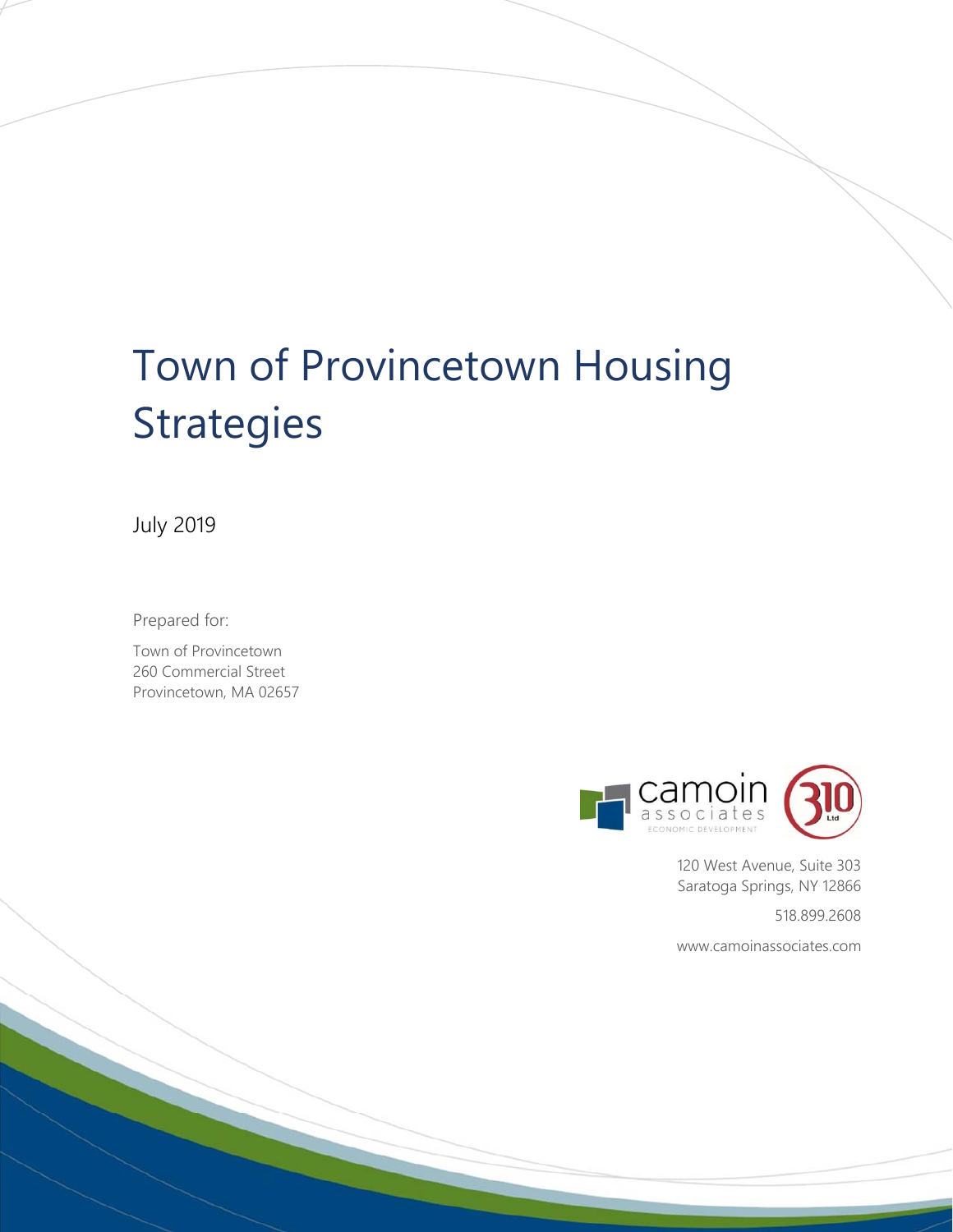# Town of Provincetown Housing Strategies

July 2019

Prepared for:

Town of Provincetown
260 Commercial Street
Provincetown, MA 02657

camoin associates
ECONOMIC DEVELOPMENT

310 Ltd

120 West Avenue, Suite 303
Saratoga Springs, NY 12866

518.899.2608

www.camoinassociates.com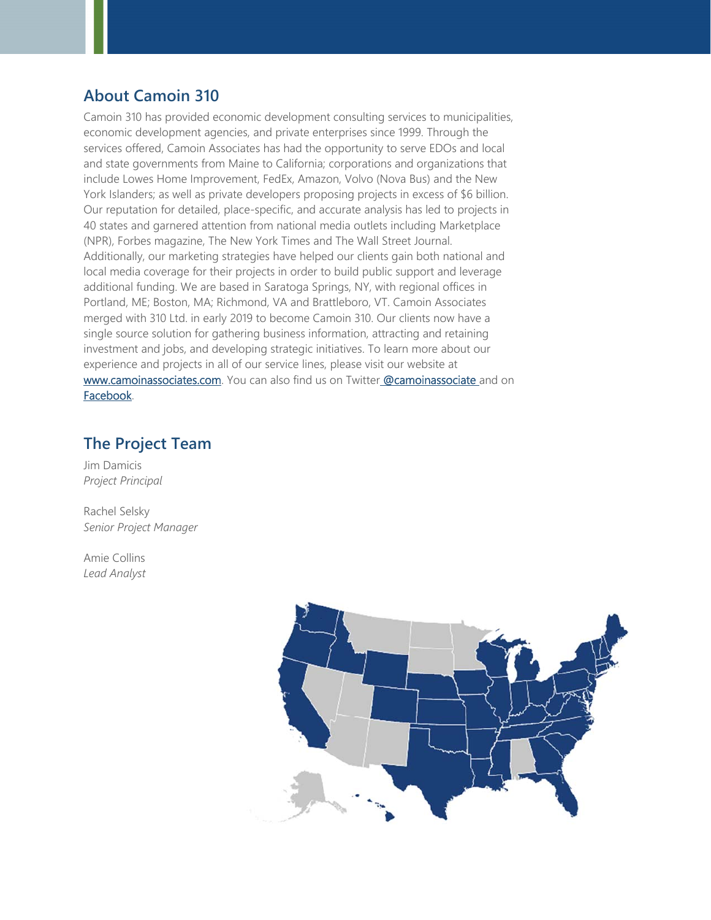## About Camoin 310

Camoin 310 has provided economic development consulting services to municipalities, economic development agencies, and private enterprises since 1999. Through the services offered, Camoin Associates has had the opportunity to serve EDOs and local and state governments from Maine to California; corporations and organizations that include Lowes Home Improvement, FedEx, Amazon, Volvo (Nova Bus) and the New York Islanders; as well as private developers proposing projects in excess of $6 billion. Our reputation for detailed, place-specific, and accurate analysis has led to projects in 40 states and garnered attention from national media outlets including Marketplace (NPR), Forbes magazine, The New York Times and The Wall Street Journal. Additionally, our marketing strategies have helped our clients gain both national and local media coverage for their projects in order to build public support and leverage additional funding. We are based in Saratoga Springs, NY, with regional offices in Portland, ME; Boston, MA; Richmond, VA and Brattleboro, VT. Camoin Associates merged with 310 Ltd. in early 2019 to become Camoin 310. Our clients now have a single source solution for gathering business information, attracting and retaining investment and jobs, and developing strategic initiatives. To learn more about our experience and projects in all of our service lines, please visit our website at [www.camoinassociates.com](http://www.camoinassociates.com). You can also find us on Twitter [@camoinassociate](https://twitter.com/camoinassociate) and on [Facebook](https://www.facebook.com).

## The Project Team

Jim Damicis
*Project Principal*

Rachel Selsky
*Senior Project Manager*

Amie Collins
*Lead Analyst*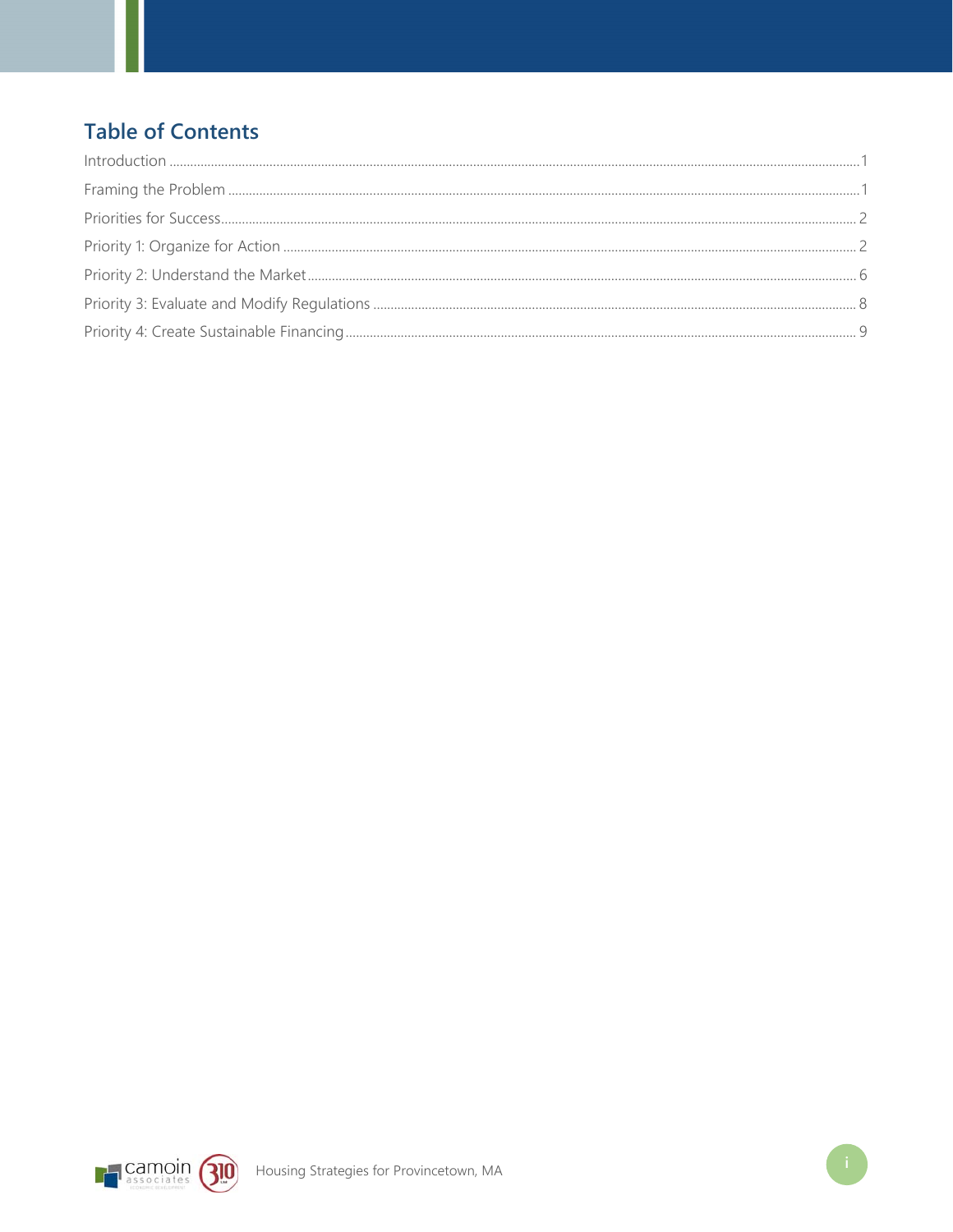## Table of Contents

Introduction .......... 1

Framing the Problem .......... 1

Priorities for Success .......... 2

Priority 1: Organize for Action .......... 2

Priority 2: Understand the Market .......... 6

Priority 3: Evaluate and Modify Regulations .......... 8

Priority 4: Create Sustainable Financing .......... 9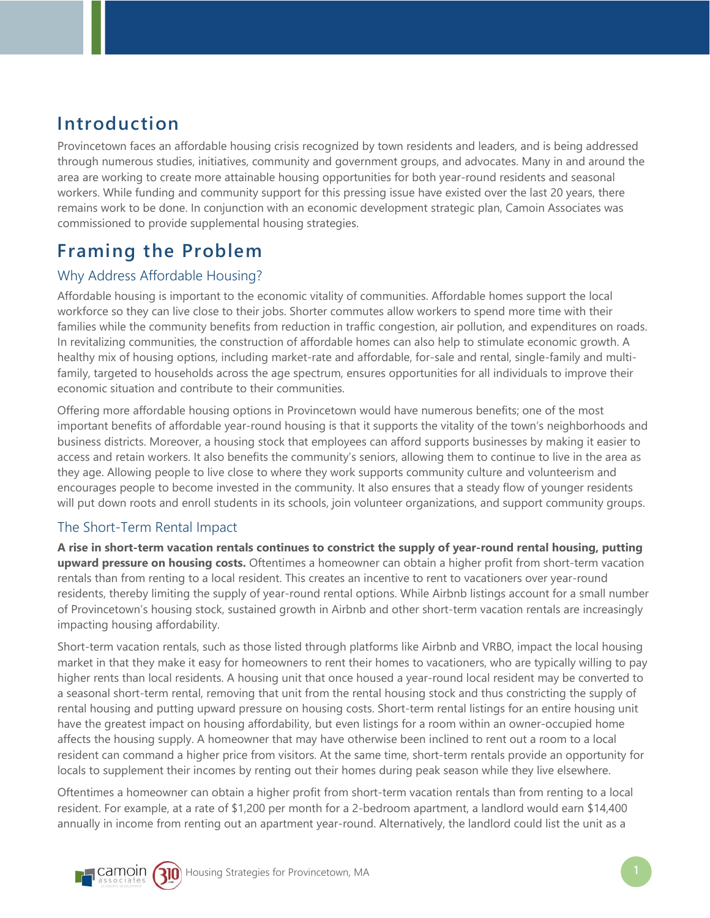# Introduction

Provincetown faces an affordable housing crisis recognized by town residents and leaders, and is being addressed through numerous studies, initiatives, community and government groups, and advocates. Many in and around the area are working to create more attainable housing opportunities for both year-round residents and seasonal workers. While funding and community support for this pressing issue have existed over the last 20 years, there remains work to be done. In conjunction with an economic development strategic plan, Camoin Associates was commissioned to provide supplemental housing strategies.

# Framing the Problem

## Why Address Affordable Housing?

Affordable housing is important to the economic vitality of communities. Affordable homes support the local workforce so they can live close to their jobs. Shorter commutes allow workers to spend more time with their families while the community benefits from reduction in traffic congestion, air pollution, and expenditures on roads. In revitalizing communities, the construction of affordable homes can also help to stimulate economic growth. A healthy mix of housing options, including market-rate and affordable, for-sale and rental, single-family and multi-family, targeted to households across the age spectrum, ensures opportunities for all individuals to improve their economic situation and contribute to their communities.

Offering more affordable housing options in Provincetown would have numerous benefits; one of the most important benefits of affordable year-round housing is that it supports the vitality of the town's neighborhoods and business districts. Moreover, a housing stock that employees can afford supports businesses by making it easier to access and retain workers. It also benefits the community's seniors, allowing them to continue to live in the area as they age. Allowing people to live close to where they work supports community culture and volunteerism and encourages people to become invested in the community. It also ensures that a steady flow of younger residents will put down roots and enroll students in its schools, join volunteer organizations, and support community groups.

## The Short-Term Rental Impact

**A rise in short-term vacation rentals continues to constrict the supply of year-round rental housing, putting upward pressure on housing costs.** Oftentimes a homeowner can obtain a higher profit from short-term vacation rentals than from renting to a local resident. This creates an incentive to rent to vacationers over year-round residents, thereby limiting the supply of year-round rental options. While Airbnb listings account for a small number of Provincetown's housing stock, sustained growth in Airbnb and other short-term vacation rentals are increasingly impacting housing affordability.

Short-term vacation rentals, such as those listed through platforms like Airbnb and VRBO, impact the local housing market in that they make it easy for homeowners to rent their homes to vacationers, who are typically willing to pay higher rents than local residents. A housing unit that once housed a year-round local resident may be converted to a seasonal short-term rental, removing that unit from the rental housing stock and thus constricting the supply of rental housing and putting upward pressure on housing costs. Short-term rental listings for an entire housing unit have the greatest impact on housing affordability, but even listings for a room within an owner-occupied home affects the housing supply. A homeowner that may have otherwise been inclined to rent out a room to a local resident can command a higher price from visitors. At the same time, short-term rentals provide an opportunity for locals to supplement their incomes by renting out their homes during peak season while they live elsewhere.

Oftentimes a homeowner can obtain a higher profit from short-term vacation rentals than from renting to a local resident. For example, at a rate of $1,200 per month for a 2-bedroom apartment, a landlord would earn $14,400 annually in income from renting out an apartment year-round. Alternatively, the landlord could list the unit as a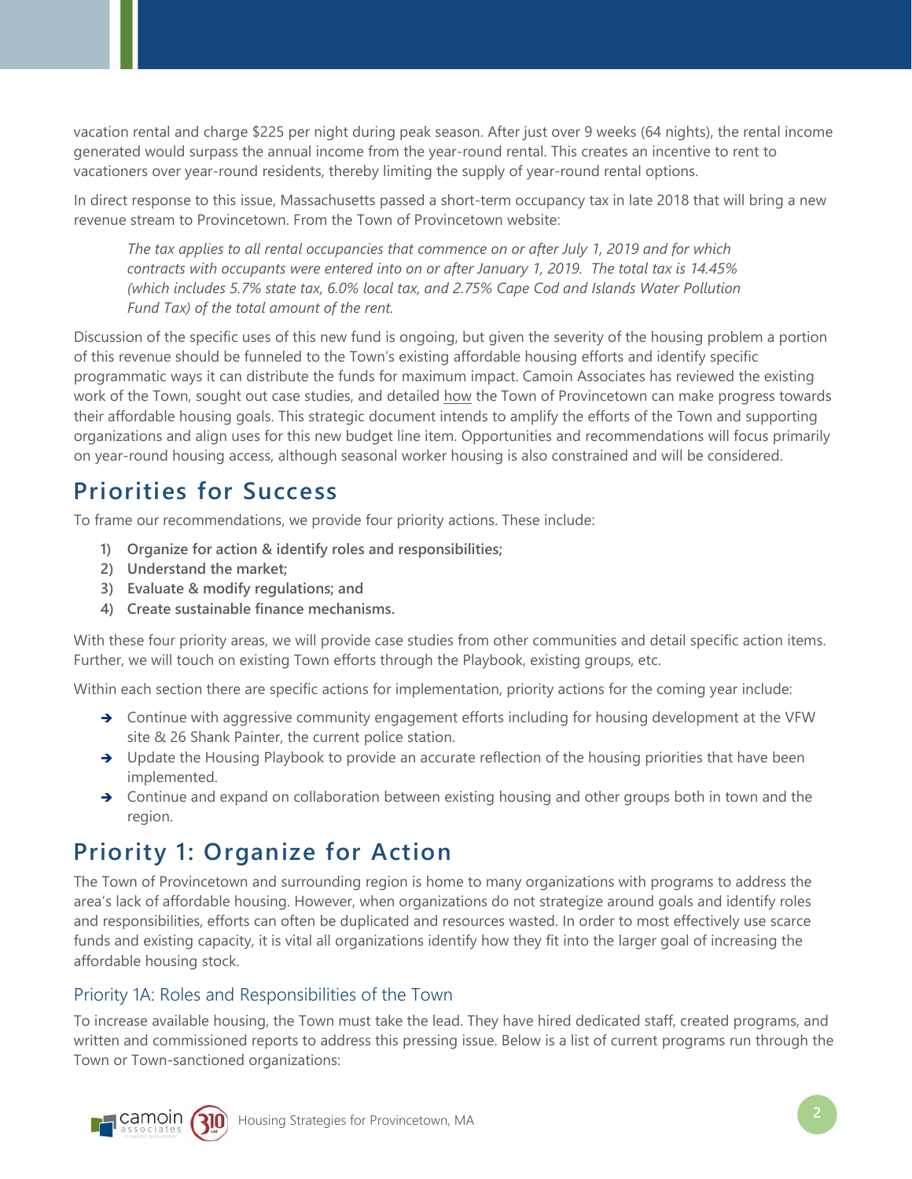vacation rental and charge $225 per night during peak season. After just over 9 weeks (64 nights), the rental income generated would surpass the annual income from the year-round rental. This creates an incentive to rent to vacationers over year-round residents, thereby limiting the supply of year-round rental options.

In direct response to this issue, Massachusetts passed a short-term occupancy tax in late 2018 that will bring a new revenue stream to Provincetown. From the Town of Provincetown website:

> *The tax applies to all rental occupancies that commence on or after July 1, 2019 and for which contracts with occupants were entered into on or after January 1, 2019. The total tax is 14.45% (which includes 5.7% state tax, 6.0% local tax, and 2.75% Cape Cod and Islands Water Pollution Fund Tax) of the total amount of the rent.*

Discussion of the specific uses of this new fund is ongoing, but given the severity of the housing problem a portion of this revenue should be funneled to the Town's existing affordable housing efforts and identify specific programmatic ways it can distribute the funds for maximum impact. Camoin Associates has reviewed the existing work of the Town, sought out case studies, and detailed how the Town of Provincetown can make progress towards their affordable housing goals. This strategic document intends to amplify the efforts of the Town and supporting organizations and align uses for this new budget line item. Opportunities and recommendations will focus primarily on year-round housing access, although seasonal worker housing is also constrained and will be considered.

## Priorities for Success

To frame our recommendations, we provide four priority actions. These include:

1) **Organize for action & identify roles and responsibilities;**
2) **Understand the market;**
3) **Evaluate & modify regulations; and**
4) **Create sustainable finance mechanisms.**

With these four priority areas, we will provide case studies from other communities and detail specific action items. Further, we will touch on existing Town efforts through the Playbook, existing groups, etc.

Within each section there are specific actions for implementation, priority actions for the coming year include:

- Continue with aggressive community engagement efforts including for housing development at the VFW site & 26 Shank Painter, the current police station.
- Update the Housing Playbook to provide an accurate reflection of the housing priorities that have been implemented.
- Continue and expand on collaboration between existing housing and other groups both in town and the region.

## Priority 1: Organize for Action

The Town of Provincetown and surrounding region is home to many organizations with programs to address the area's lack of affordable housing. However, when organizations do not strategize around goals and identify roles and responsibilities, efforts can often be duplicated and resources wasted. In order to most effectively use scarce funds and existing capacity, it is vital all organizations identify how they fit into the larger goal of increasing the affordable housing stock.

### Priority 1A: Roles and Responsibilities of the Town

To increase available housing, the Town must take the lead. They have hired dedicated staff, created programs, and written and commissioned reports to address this pressing issue. Below is a list of current programs run through the Town or Town-sanctioned organizations: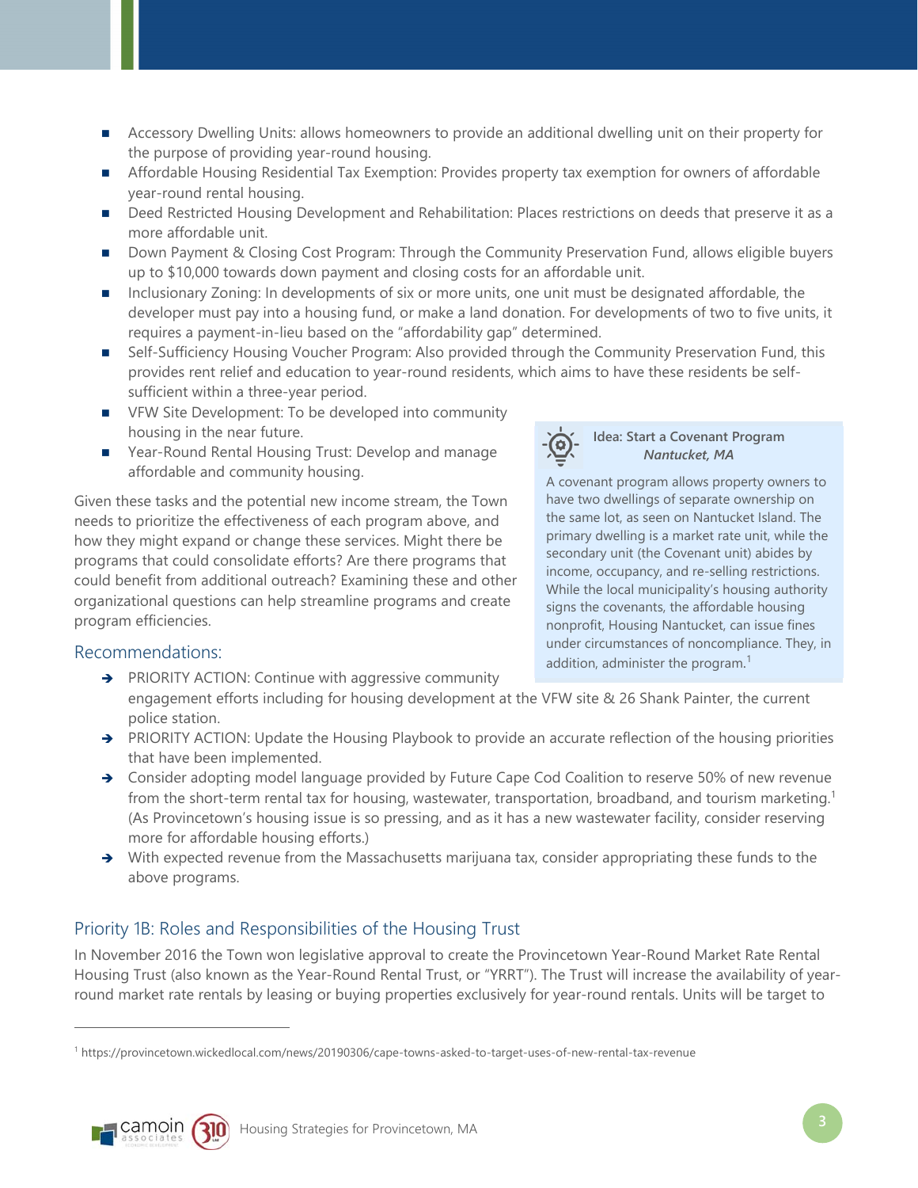- Accessory Dwelling Units: allows homeowners to provide an additional dwelling unit on their property for the purpose of providing year-round housing.
- Affordable Housing Residential Tax Exemption: Provides property tax exemption for owners of affordable year-round rental housing.
- Deed Restricted Housing Development and Rehabilitation: Places restrictions on deeds that preserve it as a more affordable unit.
- Down Payment & Closing Cost Program: Through the Community Preservation Fund, allows eligible buyers up to $10,000 towards down payment and closing costs for an affordable unit.
- Inclusionary Zoning: In developments of six or more units, one unit must be designated affordable, the developer must pay into a housing fund, or make a land donation. For developments of two to five units, it requires a payment-in-lieu based on the "affordability gap" determined.
- Self-Sufficiency Housing Voucher Program: Also provided through the Community Preservation Fund, this provides rent relief and education to year-round residents, which aims to have these residents be self-sufficient within a three-year period.
- VFW Site Development: To be developed into community housing in the near future.
- Year-Round Rental Housing Trust: Develop and manage affordable and community housing.

Given these tasks and the potential new income stream, the Town needs to prioritize the effectiveness of each program above, and how they might expand or change these services. Might there be programs that could consolidate efforts? Are there programs that could benefit from additional outreach? Examining these and other organizational questions can help streamline programs and create program efficiencies.

> **Idea: Start a Covenant Program**
> ***Nantucket, MA***
>
> A covenant program allows property owners to have two dwellings of separate ownership on the same lot, as seen on Nantucket Island. The primary dwelling is a market rate unit, while the secondary unit (the Covenant unit) abides by income, occupancy, and re-selling restrictions. While the local municipality's housing authority signs the covenants, the affordable housing nonprofit, Housing Nantucket, can issue fines under circumstances of noncompliance. They, in addition, administer the program.[1]

### Recommendations:

- PRIORITY ACTION: Continue with aggressive community engagement efforts including for housing development at the VFW site & 26 Shank Painter, the current police station.
- PRIORITY ACTION: Update the Housing Playbook to provide an accurate reflection of the housing priorities that have been implemented.
- Consider adopting model language provided by Future Cape Cod Coalition to reserve 50% of new revenue from the short-term rental tax for housing, wastewater, transportation, broadband, and tourism marketing.[1] (As Provincetown's housing issue is so pressing, and as it has a new wastewater facility, consider reserving more for affordable housing efforts.)
- With expected revenue from the Massachusetts marijuana tax, consider appropriating these funds to the above programs.

## Priority 1B: Roles and Responsibilities of the Housing Trust

In November 2016 the Town won legislative approval to create the Provincetown Year-Round Market Rate Rental Housing Trust (also known as the Year-Round Rental Trust, or "YRRT"). The Trust will increase the availability of year-round market rate rentals by leasing or buying properties exclusively for year-round rentals. Units will be target to

[1] https://provincetown.wickedlocal.com/news/20190306/cape-towns-asked-to-target-uses-of-new-rental-tax-revenue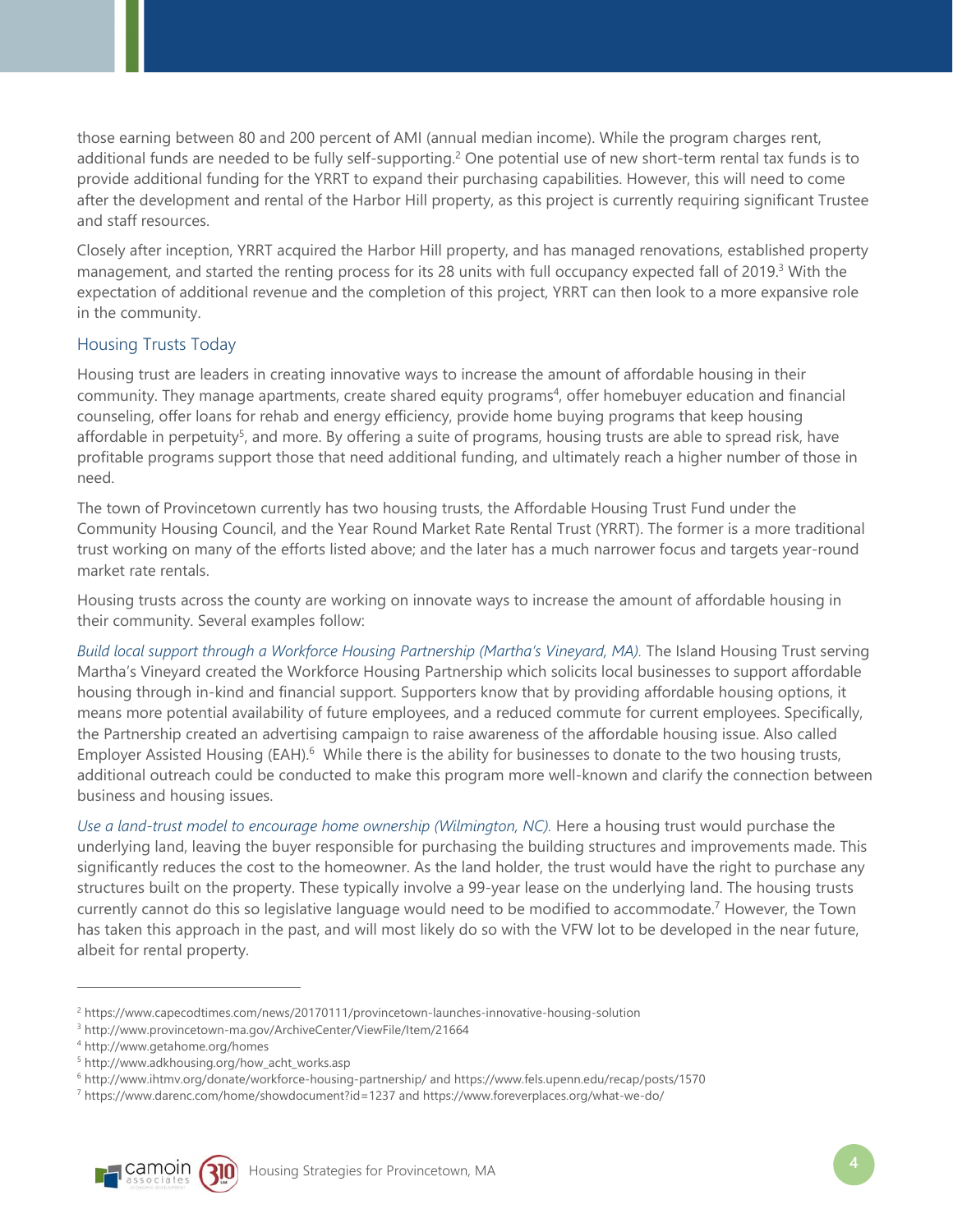those earning between 80 and 200 percent of AMI (annual median income). While the program charges rent, additional funds are needed to be fully self-supporting.[2] One potential use of new short-term rental tax funds is to provide additional funding for the YRRT to expand their purchasing capabilities. However, this will need to come after the development and rental of the Harbor Hill property, as this project is currently requiring significant Trustee and staff resources.

Closely after inception, YRRT acquired the Harbor Hill property, and has managed renovations, established property management, and started the renting process for its 28 units with full occupancy expected fall of 2019.[3] With the expectation of additional revenue and the completion of this project, YRRT can then look to a more expansive role in the community.

## Housing Trusts Today

Housing trust are leaders in creating innovative ways to increase the amount of affordable housing in their community. They manage apartments, create shared equity programs[4], offer homebuyer education and financial counseling, offer loans for rehab and energy efficiency, provide home buying programs that keep housing affordable in perpetuity[5], and more. By offering a suite of programs, housing trusts are able to spread risk, have profitable programs support those that need additional funding, and ultimately reach a higher number of those in need.

The town of Provincetown currently has two housing trusts, the Affordable Housing Trust Fund under the Community Housing Council, and the Year Round Market Rate Rental Trust (YRRT). The former is a more traditional trust working on many of the efforts listed above; and the later has a much narrower focus and targets year-round market rate rentals.

Housing trusts across the county are working on innovate ways to increase the amount of affordable housing in their community. Several examples follow:

*Build local support through a Workforce Housing Partnership (Martha's Vineyard, MA).* The Island Housing Trust serving Martha's Vineyard created the Workforce Housing Partnership which solicits local businesses to support affordable housing through in-kind and financial support. Supporters know that by providing affordable housing options, it means more potential availability of future employees, and a reduced commute for current employees. Specifically, the Partnership created an advertising campaign to raise awareness of the affordable housing issue. Also called Employer Assisted Housing (EAH).[6] While there is the ability for businesses to donate to the two housing trusts, additional outreach could be conducted to make this program more well-known and clarify the connection between business and housing issues.

*Use a land-trust model to encourage home ownership (Wilmington, NC).* Here a housing trust would purchase the underlying land, leaving the buyer responsible for purchasing the building structures and improvements made. This significantly reduces the cost to the homeowner. As the land holder, the trust would have the right to purchase any structures built on the property. These typically involve a 99-year lease on the underlying land. The housing trusts currently cannot do this so legislative language would need to be modified to accommodate.[7] However, the Town has taken this approach in the past, and will most likely do so with the VFW lot to be developed in the near future, albeit for rental property.

---

[2] https://www.capecodtimes.com/news/20170111/provincetown-launches-innovative-housing-solution

[3] http://www.provincetown-ma.gov/ArchiveCenter/ViewFile/Item/21664

[4] http://www.getahome.org/homes

[5] http://www.adkhousing.org/how_acht_works.asp

[6] http://www.ihtmv.org/donate/workforce-housing-partnership/ and https://www.fels.upenn.edu/recap/posts/1570

[7] https://www.darenc.com/home/showdocument?id=1237 and https://www.foreverplaces.org/what-we-do/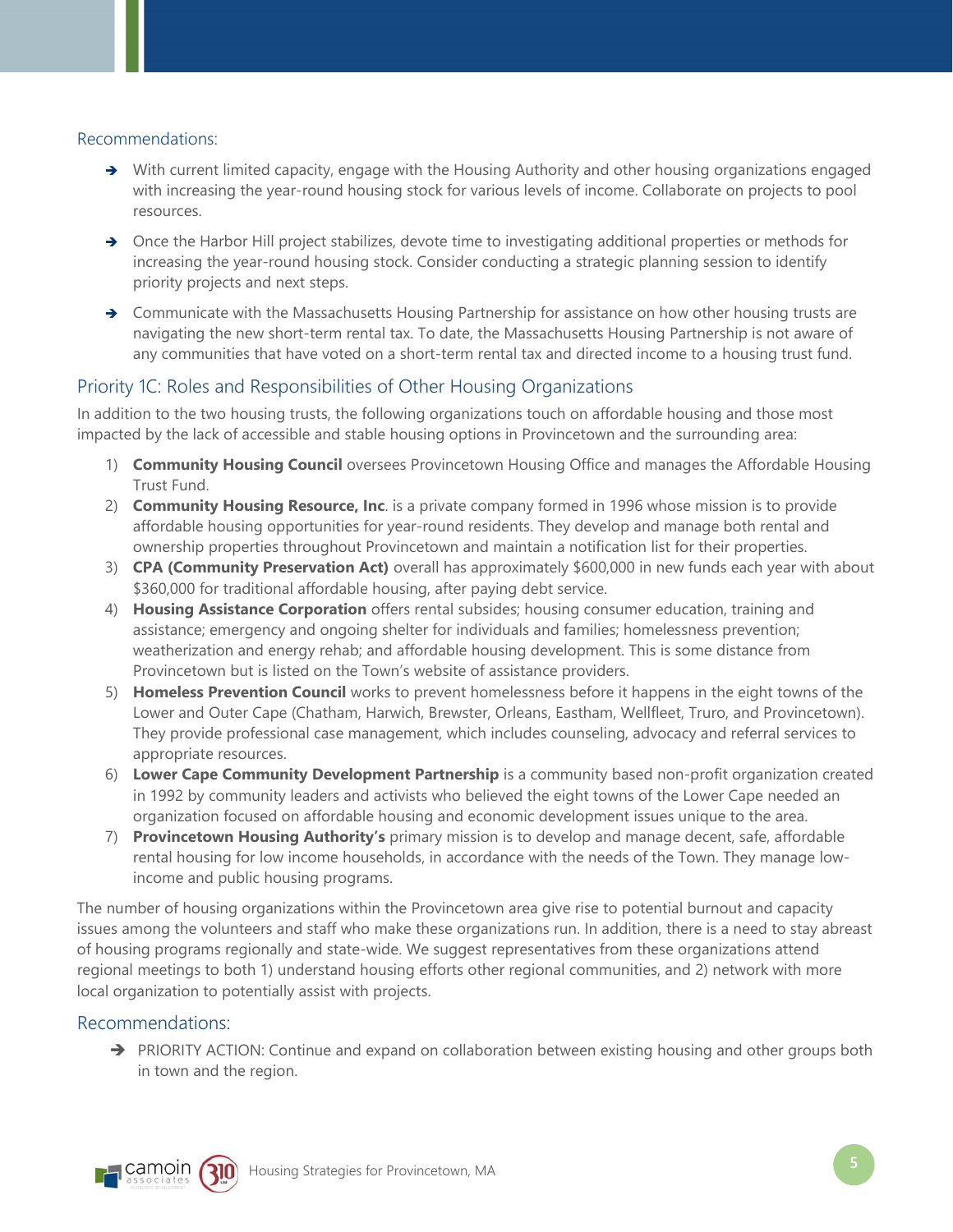### Recommendations:

- With current limited capacity, engage with the Housing Authority and other housing organizations engaged with increasing the year-round housing stock for various levels of income. Collaborate on projects to pool resources.
- Once the Harbor Hill project stabilizes, devote time to investigating additional properties or methods for increasing the year-round housing stock. Consider conducting a strategic planning session to identify priority projects and next steps.
- Communicate with the Massachusetts Housing Partnership for assistance on how other housing trusts are navigating the new short-term rental tax. To date, the Massachusetts Housing Partnership is not aware of any communities that have voted on a short-term rental tax and directed income to a housing trust fund.

## Priority 1C: Roles and Responsibilities of Other Housing Organizations

In addition to the two housing trusts, the following organizations touch on affordable housing and those most impacted by the lack of accessible and stable housing options in Provincetown and the surrounding area:

1) **Community Housing Council** oversees Provincetown Housing Office and manages the Affordable Housing Trust Fund.
2) **Community Housing Resource, Inc**. is a private company formed in 1996 whose mission is to provide affordable housing opportunities for year-round residents. They develop and manage both rental and ownership properties throughout Provincetown and maintain a notification list for their properties.
3) **CPA (Community Preservation Act)** overall has approximately $600,000 in new funds each year with about $360,000 for traditional affordable housing, after paying debt service.
4) **Housing Assistance Corporation** offers rental subsides; housing consumer education, training and assistance; emergency and ongoing shelter for individuals and families; homelessness prevention; weatherization and energy rehab; and affordable housing development. This is some distance from Provincetown but is listed on the Town's website of assistance providers.
5) **Homeless Prevention Council** works to prevent homelessness before it happens in the eight towns of the Lower and Outer Cape (Chatham, Harwich, Brewster, Orleans, Eastham, Wellfleet, Truro, and Provincetown). They provide professional case management, which includes counseling, advocacy and referral services to appropriate resources.
6) **Lower Cape Community Development Partnership** is a community based non-profit organization created in 1992 by community leaders and activists who believed the eight towns of the Lower Cape needed an organization focused on affordable housing and economic development issues unique to the area.
7) **Provincetown Housing Authority's** primary mission is to develop and manage decent, safe, affordable rental housing for low income households, in accordance with the needs of the Town. They manage low-income and public housing programs.

The number of housing organizations within the Provincetown area give rise to potential burnout and capacity issues among the volunteers and staff who make these organizations run. In addition, there is a need to stay abreast of housing programs regionally and state-wide. We suggest representatives from these organizations attend regional meetings to both 1) understand housing efforts other regional communities, and 2) network with more local organization to potentially assist with projects.

### Recommendations:

- PRIORITY ACTION: Continue and expand on collaboration between existing housing and other groups both in town and the region.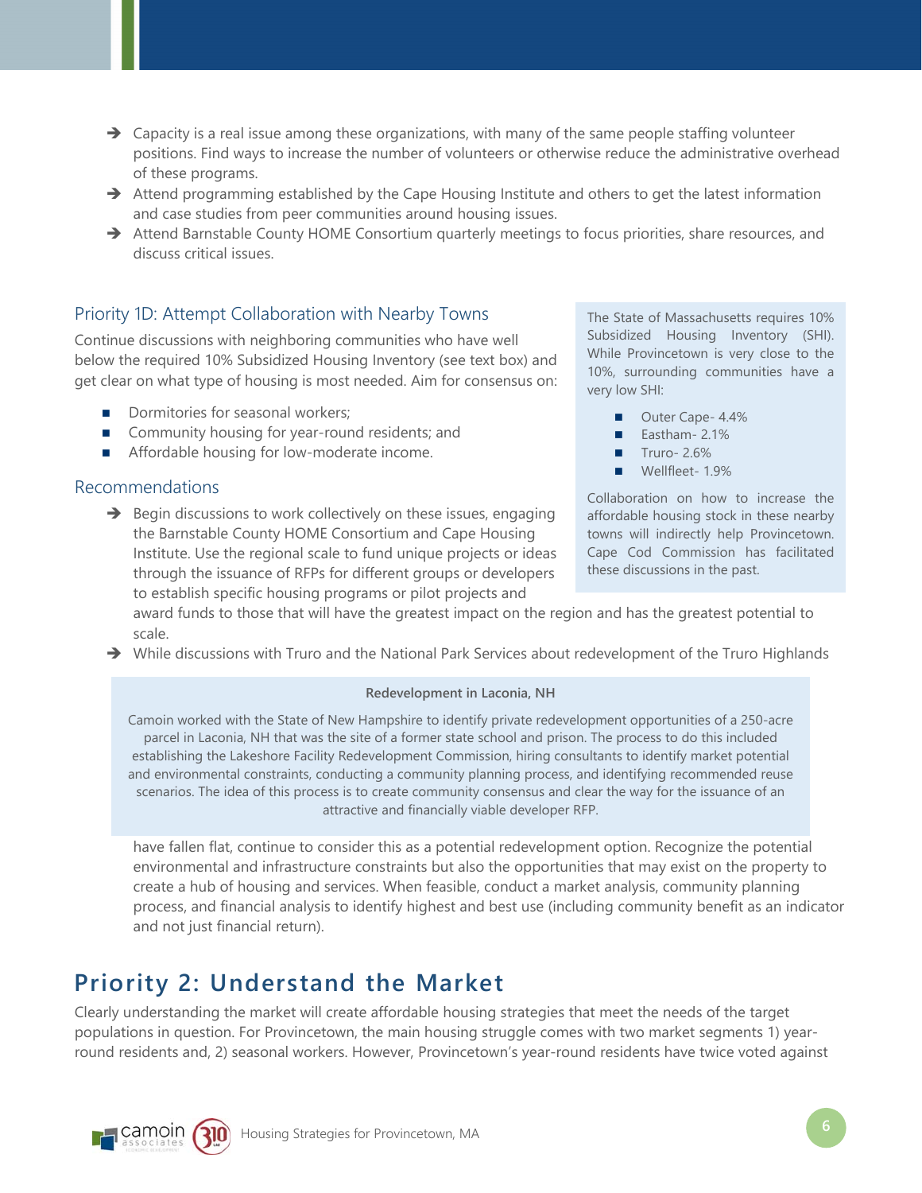- ➔ Capacity is a real issue among these organizations, with many of the same people staffing volunteer positions. Find ways to increase the number of volunteers or otherwise reduce the administrative overhead of these programs.
- ➔ Attend programming established by the Cape Housing Institute and others to get the latest information and case studies from peer communities around housing issues.
- ➔ Attend Barnstable County HOME Consortium quarterly meetings to focus priorities, share resources, and discuss critical issues.

### Priority 1D: Attempt Collaboration with Nearby Towns

Continue discussions with neighboring communities who have well below the required 10% Subsidized Housing Inventory (see text box) and get clear on what type of housing is most needed. Aim for consensus on:

- Dormitories for seasonal workers;
- Community housing for year-round residents; and
- Affordable housing for low-moderate income.

### Recommendations

- ➔ Begin discussions to work collectively on these issues, engaging the Barnstable County HOME Consortium and Cape Housing Institute. Use the regional scale to fund unique projects or ideas through the issuance of RFPs for different groups or developers to establish specific housing programs or pilot projects and award funds to those that will have the greatest impact on the region and has the greatest potential to scale.
- ➔ While discussions with Truro and the National Park Services about redevelopment of the Truro Highlands have fallen flat, continue to consider this as a potential redevelopment option. Recognize the potential environmental and infrastructure constraints but also the opportunities that may exist on the property to create a hub of housing and services. When feasible, conduct a market analysis, community planning process, and financial analysis to identify highest and best use (including community benefit as an indicator and not just financial return).

> The State of Massachusetts requires 10% Subsidized Housing Inventory (SHI). While Provincetown is very close to the 10%, surrounding communities have a very low SHI:
>
> - Outer Cape- 4.4%
> - Eastham- 2.1%
> - Truro- 2.6%
> - Wellfleet- 1.9%
>
> Collaboration on how to increase the affordable housing stock in these nearby towns will indirectly help Provincetown. Cape Cod Commission has facilitated these discussions in the past.

> **Redevelopment in Laconia, NH**
>
> Camoin worked with the State of New Hampshire to identify private redevelopment opportunities of a 250-acre parcel in Laconia, NH that was the site of a former state school and prison. The process to do this included establishing the Lakeshore Facility Redevelopment Commission, hiring consultants to identify market potential and environmental constraints, conducting a community planning process, and identifying recommended reuse scenarios. The idea of this process is to create community consensus and clear the way for the issuance of an attractive and financially viable developer RFP.

## Priority 2: Understand the Market

Clearly understanding the market will create affordable housing strategies that meet the needs of the target populations in question. For Provincetown, the main housing struggle comes with two market segments 1) year-round residents and, 2) seasonal workers. However, Provincetown's year-round residents have twice voted against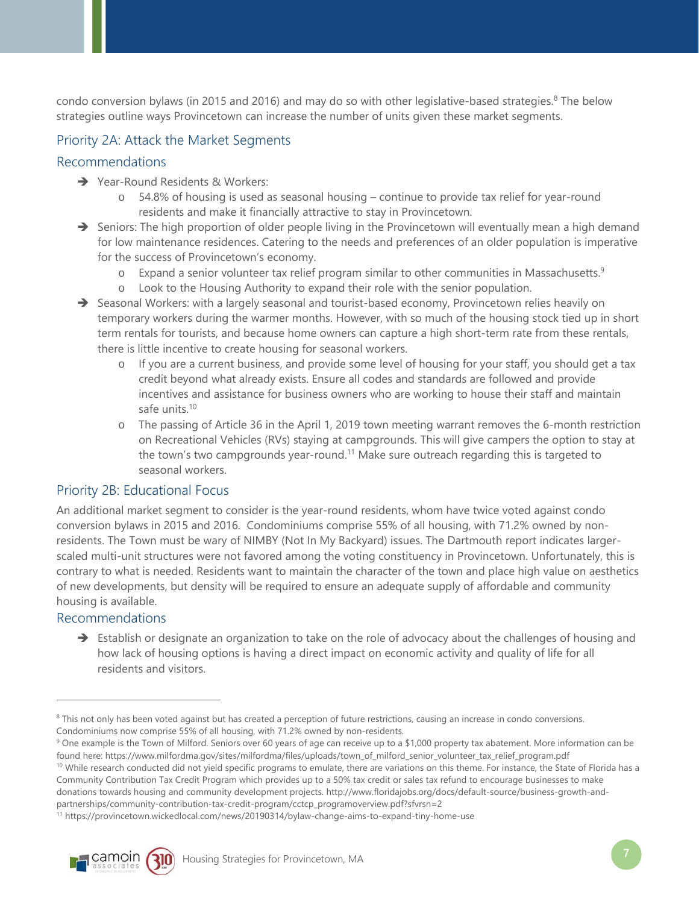condo conversion bylaws (in 2015 and 2016) and may do so with other legislative-based strategies.[8] The below strategies outline ways Provincetown can increase the number of units given these market segments.

### Priority 2A: Attack the Market Segments

### Recommendations

- Year-Round Residents & Workers:
    - 54.8% of housing is used as seasonal housing – continue to provide tax relief for year-round residents and make it financially attractive to stay in Provincetown.
- Seniors: The high proportion of older people living in the Provincetown will eventually mean a high demand for low maintenance residences. Catering to the needs and preferences of an older population is imperative for the success of Provincetown's economy.
    - Expand a senior volunteer tax relief program similar to other communities in Massachusetts.[9]
    - Look to the Housing Authority to expand their role with the senior population.
- Seasonal Workers: with a largely seasonal and tourist-based economy, Provincetown relies heavily on temporary workers during the warmer months. However, with so much of the housing stock tied up in short term rentals for tourists, and because home owners can capture a high short-term rate from these rentals, there is little incentive to create housing for seasonal workers.
    - If you are a current business, and provide some level of housing for your staff, you should get a tax credit beyond what already exists. Ensure all codes and standards are followed and provide incentives and assistance for business owners who are working to house their staff and maintain safe units.[10]
    - The passing of Article 36 in the April 1, 2019 town meeting warrant removes the 6-month restriction on Recreational Vehicles (RVs) staying at campgrounds. This will give campers the option to stay at the town's two campgrounds year-round.[11] Make sure outreach regarding this is targeted to seasonal workers.

### Priority 2B: Educational Focus

An additional market segment to consider is the year-round residents, whom have twice voted against condo conversion bylaws in 2015 and 2016. Condominiums comprise 55% of all housing, with 71.2% owned by non-residents. The Town must be wary of NIMBY (Not In My Backyard) issues. The Dartmouth report indicates larger-scaled multi-unit structures were not favored among the voting constituency in Provincetown. Unfortunately, this is contrary to what is needed. Residents want to maintain the character of the town and place high value on aesthetics of new developments, but density will be required to ensure an adequate supply of affordable and community housing is available.

### Recommendations

- Establish or designate an organization to take on the role of advocacy about the challenges of housing and how lack of housing options is having a direct impact on economic activity and quality of life for all residents and visitors.

---

[8] This not only has been voted against but has created a perception of future restrictions, causing an increase in condo conversions. Condominiums now comprise 55% of all housing, with 71.2% owned by non-residents.

[9] One example is the Town of Milford. Seniors over 60 years of age can receive up to a $1,000 property tax abatement. More information can be found here: https://www.milfordma.gov/sites/milfordma/files/uploads/town_of_milford_senior_volunteer_tax_relief_program.pdf

[10] While research conducted did not yield specific programs to emulate, there are variations on this theme. For instance, the State of Florida has a Community Contribution Tax Credit Program which provides up to a 50% tax credit or sales tax refund to encourage businesses to make donations towards housing and community development projects. http://www.floridajobs.org/docs/default-source/business-growth-and-partnerships/community-contribution-tax-credit-program/cctcp_programoverview.pdf?sfvrsn=2

[11] https://provincetown.wickedlocal.com/news/20190314/bylaw-change-aims-to-expand-tiny-home-use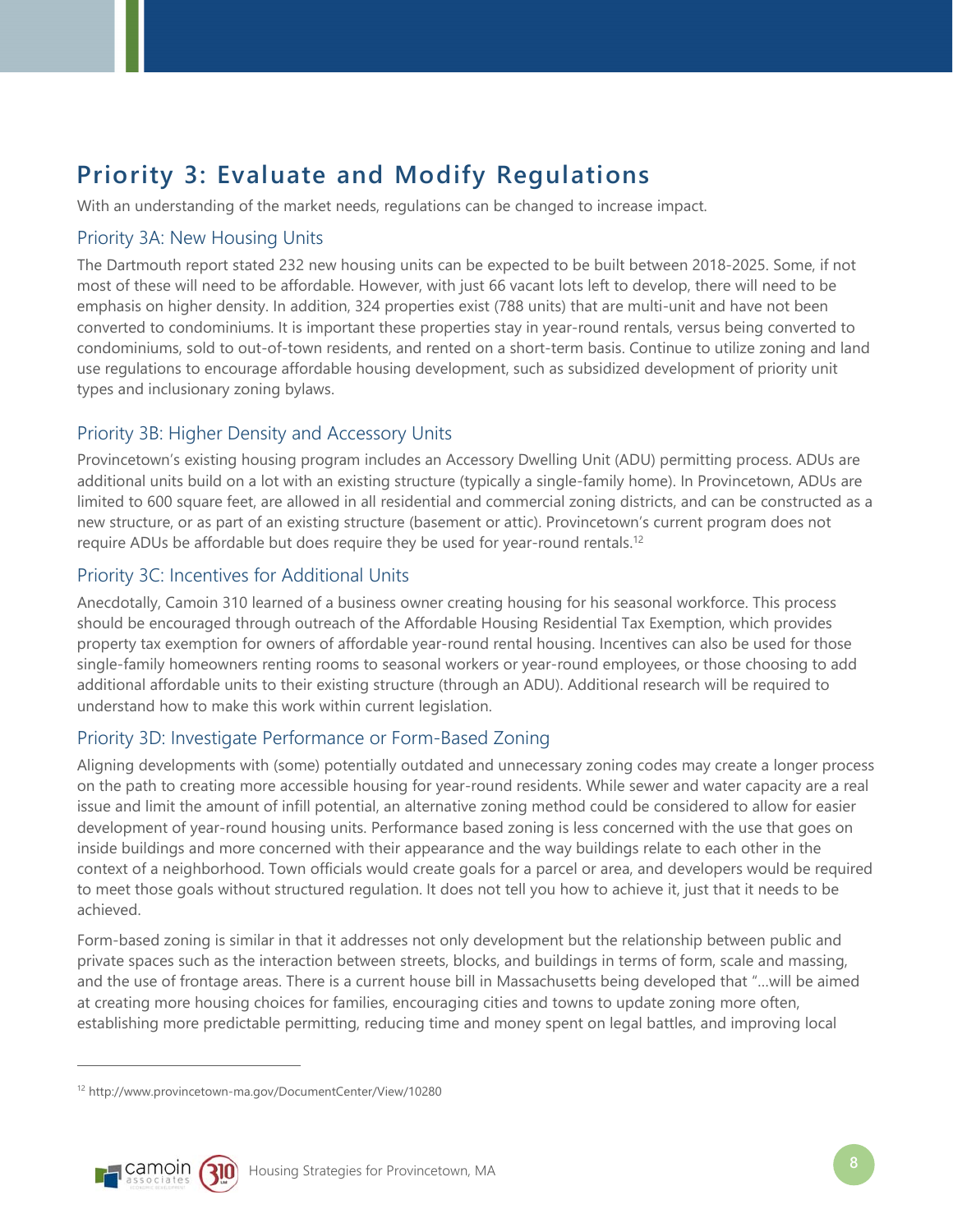## Priority 3: Evaluate and Modify Regulations

With an understanding of the market needs, regulations can be changed to increase impact.

### Priority 3A: New Housing Units

The Dartmouth report stated 232 new housing units can be expected to be built between 2018-2025. Some, if not most of these will need to be affordable. However, with just 66 vacant lots left to develop, there will need to be emphasis on higher density. In addition, 324 properties exist (788 units) that are multi-unit and have not been converted to condominiums. It is important these properties stay in year-round rentals, versus being converted to condominiums, sold to out-of-town residents, and rented on a short-term basis. Continue to utilize zoning and land use regulations to encourage affordable housing development, such as subsidized development of priority unit types and inclusionary zoning bylaws.

### Priority 3B: Higher Density and Accessory Units

Provincetown's existing housing program includes an Accessory Dwelling Unit (ADU) permitting process. ADUs are additional units build on a lot with an existing structure (typically a single-family home). In Provincetown, ADUs are limited to 600 square feet, are allowed in all residential and commercial zoning districts, and can be constructed as a new structure, or as part of an existing structure (basement or attic). Provincetown's current program does not require ADUs be affordable but does require they be used for year-round rentals.[12]

### Priority 3C: Incentives for Additional Units

Anecdotally, Camoin 310 learned of a business owner creating housing for his seasonal workforce. This process should be encouraged through outreach of the Affordable Housing Residential Tax Exemption, which provides property tax exemption for owners of affordable year-round rental housing. Incentives can also be used for those single-family homeowners renting rooms to seasonal workers or year-round employees, or those choosing to add additional affordable units to their existing structure (through an ADU). Additional research will be required to understand how to make this work within current legislation.

### Priority 3D: Investigate Performance or Form-Based Zoning

Aligning developments with (some) potentially outdated and unnecessary zoning codes may create a longer process on the path to creating more accessible housing for year-round residents. While sewer and water capacity are a real issue and limit the amount of infill potential, an alternative zoning method could be considered to allow for easier development of year-round housing units. Performance based zoning is less concerned with the use that goes on inside buildings and more concerned with their appearance and the way buildings relate to each other in the context of a neighborhood. Town officials would create goals for a parcel or area, and developers would be required to meet those goals without structured regulation. It does not tell you how to achieve it, just that it needs to be achieved.

Form-based zoning is similar in that it addresses not only development but the relationship between public and private spaces such as the interaction between streets, blocks, and buildings in terms of form, scale and massing, and the use of frontage areas. There is a current house bill in Massachusetts being developed that "…will be aimed at creating more housing choices for families, encouraging cities and towns to update zoning more often, establishing more predictable permitting, reducing time and money spent on legal battles, and improving local

[12] http://www.provincetown-ma.gov/DocumentCenter/View/10280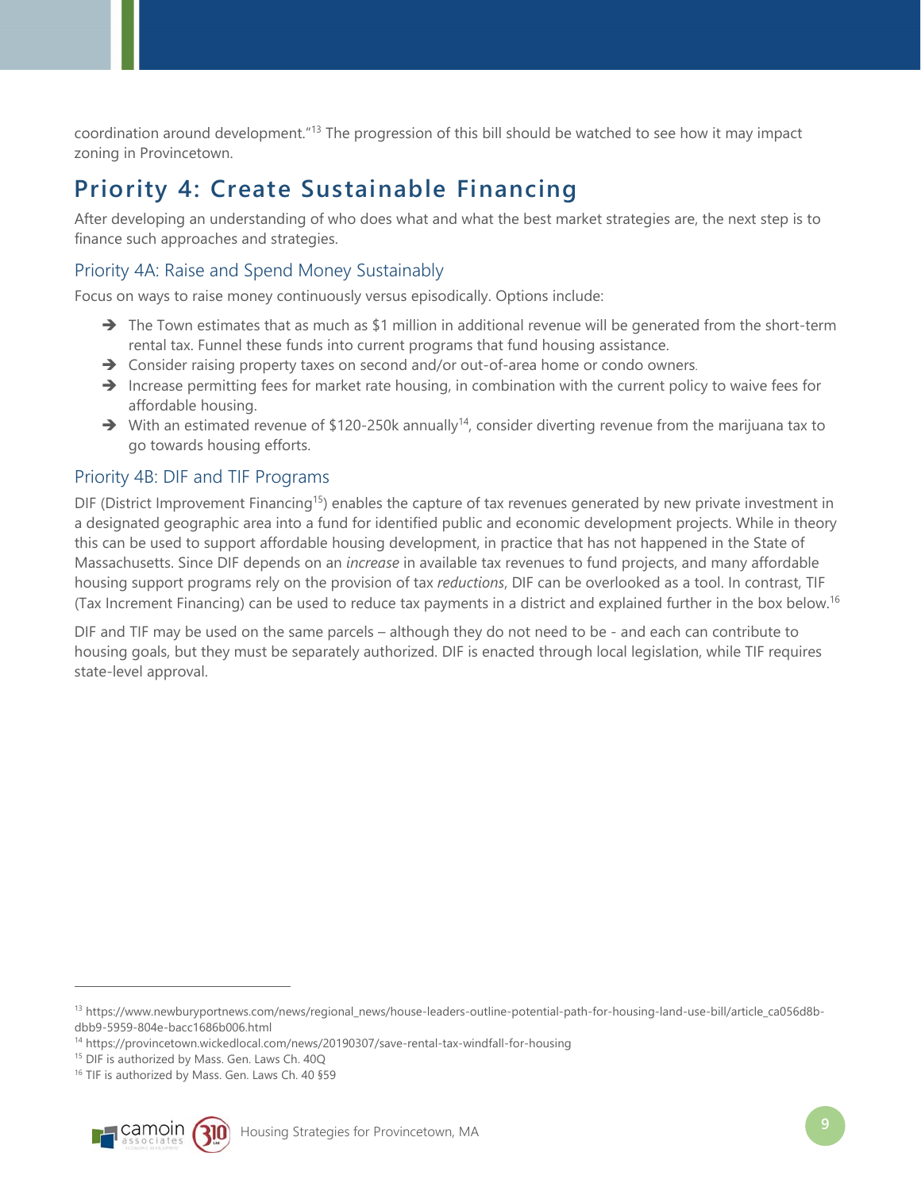coordination around development."[13] The progression of this bill should be watched to see how it may impact zoning in Provincetown.

## Priority 4: Create Sustainable Financing

After developing an understanding of who does what and what the best market strategies are, the next step is to finance such approaches and strategies.

### Priority 4A: Raise and Spend Money Sustainably

Focus on ways to raise money continuously versus episodically. Options include:

- The Town estimates that as much as $1 million in additional revenue will be generated from the short-term rental tax. Funnel these funds into current programs that fund housing assistance.
- Consider raising property taxes on second and/or out-of-area home or condo owners.
- Increase permitting fees for market rate housing, in combination with the current policy to waive fees for affordable housing.
- With an estimated revenue of $120-250k annually[14], consider diverting revenue from the marijuana tax to go towards housing efforts.

### Priority 4B: DIF and TIF Programs

DIF (District Improvement Financing[15]) enables the capture of tax revenues generated by new private investment in a designated geographic area into a fund for identified public and economic development projects. While in theory this can be used to support affordable housing development, in practice that has not happened in the State of Massachusetts. Since DIF depends on an *increase* in available tax revenues to fund projects, and many affordable housing support programs rely on the provision of tax *reductions*, DIF can be overlooked as a tool. In contrast, TIF (Tax Increment Financing) can be used to reduce tax payments in a district and explained further in the box below.[16]

DIF and TIF may be used on the same parcels – although they do not need to be - and each can contribute to housing goals, but they must be separately authorized. DIF is enacted through local legislation, while TIF requires state-level approval.

---

[13] https://www.newburyportnews.com/news/regional_news/house-leaders-outline-potential-path-for-housing-land-use-bill/article_ca056d8b-dbb9-5959-804e-bacc1686b006.html

[14] https://provincetown.wickedlocal.com/news/20190307/save-rental-tax-windfall-for-housing

[15] DIF is authorized by Mass. Gen. Laws Ch. 40Q

[16] TIF is authorized by Mass. Gen. Laws Ch. 40 §59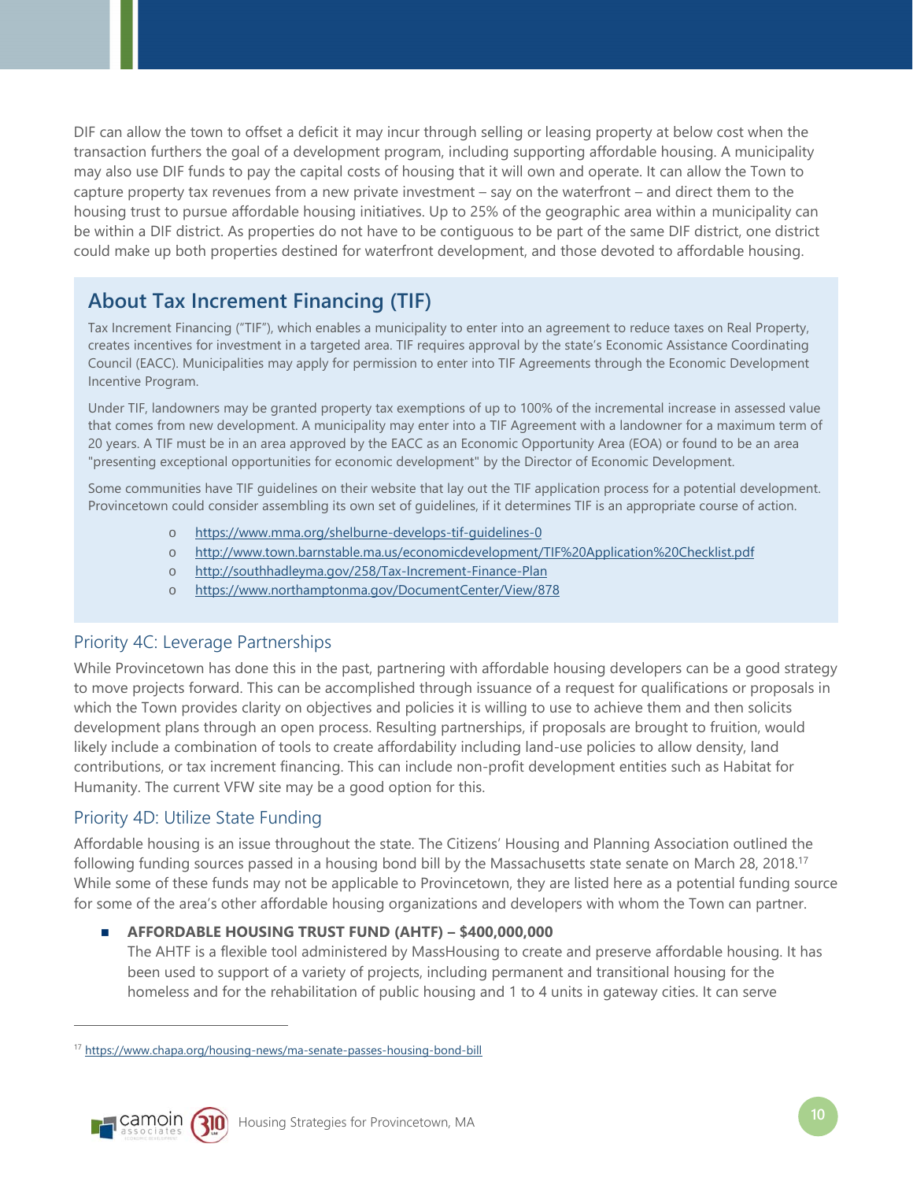DIF can allow the town to offset a deficit it may incur through selling or leasing property at below cost when the transaction furthers the goal of a development program, including supporting affordable housing. A municipality may also use DIF funds to pay the capital costs of housing that it will own and operate. It can allow the Town to capture property tax revenues from a new private investment – say on the waterfront – and direct them to the housing trust to pursue affordable housing initiatives. Up to 25% of the geographic area within a municipality can be within a DIF district. As properties do not have to be contiguous to be part of the same DIF district, one district could make up both properties destined for waterfront development, and those devoted to affordable housing.

## About Tax Increment Financing (TIF)

Tax Increment Financing ("TIF"), which enables a municipality to enter into an agreement to reduce taxes on Real Property, creates incentives for investment in a targeted area. TIF requires approval by the state's Economic Assistance Coordinating Council (EACC). Municipalities may apply for permission to enter into TIF Agreements through the Economic Development Incentive Program.

Under TIF, landowners may be granted property tax exemptions of up to 100% of the incremental increase in assessed value that comes from new development. A municipality may enter into a TIF Agreement with a landowner for a maximum term of 20 years. A TIF must be in an area approved by the EACC as an Economic Opportunity Area (EOA) or found to be an area "presenting exceptional opportunities for economic development" by the Director of Economic Development.

Some communities have TIF guidelines on their website that lay out the TIF application process for a potential development. Provincetown could consider assembling its own set of guidelines, if it determines TIF is an appropriate course of action.

- https://www.mma.org/shelburne-develops-tif-guidelines-0
- http://www.town.barnstable.ma.us/economicdevelopment/TIF%20Application%20Checklist.pdf
- http://southhadleyma.gov/258/Tax-Increment-Finance-Plan
- https://www.northamptonma.gov/DocumentCenter/View/878

### Priority 4C: Leverage Partnerships

While Provincetown has done this in the past, partnering with affordable housing developers can be a good strategy to move projects forward. This can be accomplished through issuance of a request for qualifications or proposals in which the Town provides clarity on objectives and policies it is willing to use to achieve them and then solicits development plans through an open process. Resulting partnerships, if proposals are brought to fruition, would likely include a combination of tools to create affordability including land-use policies to allow density, land contributions, or tax increment financing. This can include non-profit development entities such as Habitat for Humanity. The current VFW site may be a good option for this.

### Priority 4D: Utilize State Funding

Affordable housing is an issue throughout the state. The Citizens' Housing and Planning Association outlined the following funding sources passed in a housing bond bill by the Massachusetts state senate on March 28, 2018.[17] While some of these funds may not be applicable to Provincetown, they are listed here as a potential funding source for some of the area's other affordable housing organizations and developers with whom the Town can partner.

- **AFFORDABLE HOUSING TRUST FUND (AHTF) – $400,000,000**
  The AHTF is a flexible tool administered by MassHousing to create and preserve affordable housing. It has been used to support of a variety of projects, including permanent and transitional housing for the homeless and for the rehabilitation of public housing and 1 to 4 units in gateway cities. It can serve

[17] https://www.chapa.org/housing-news/ma-senate-passes-housing-bond-bill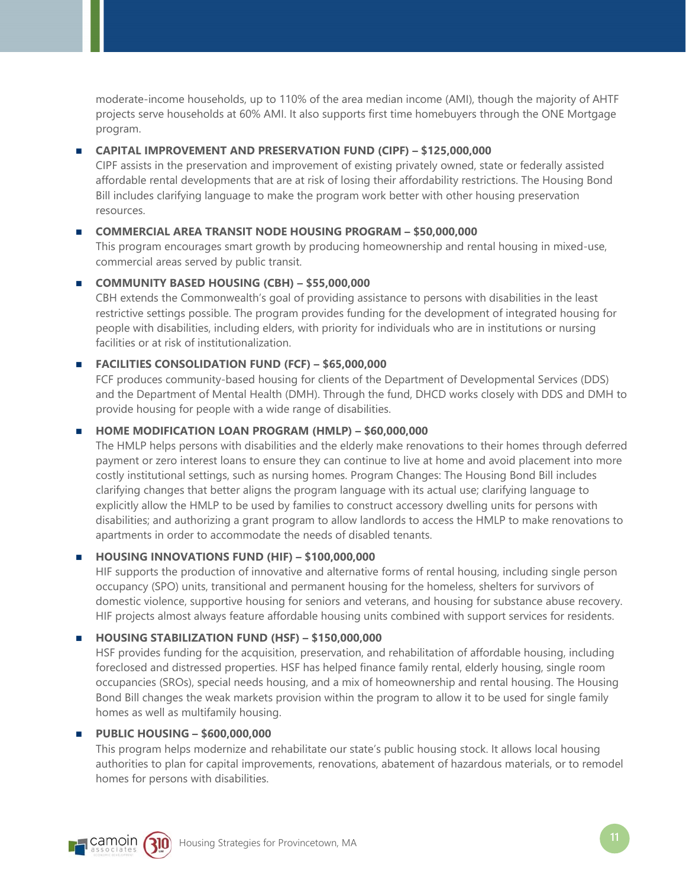moderate-income households, up to 110% of the area median income (AMI), though the majority of AHTF projects serve households at 60% AMI. It also supports first time homebuyers through the ONE Mortgage program.

- **CAPITAL IMPROVEMENT AND PRESERVATION FUND (CIPF) – $125,000,000**
  CIPF assists in the preservation and improvement of existing privately owned, state or federally assisted affordable rental developments that are at risk of losing their affordability restrictions. The Housing Bond Bill includes clarifying language to make the program work better with other housing preservation resources.

- **COMMERCIAL AREA TRANSIT NODE HOUSING PROGRAM – $50,000,000**
  This program encourages smart growth by producing homeownership and rental housing in mixed-use, commercial areas served by public transit.

- **COMMUNITY BASED HOUSING (CBH) – $55,000,000**
  CBH extends the Commonwealth's goal of providing assistance to persons with disabilities in the least restrictive settings possible. The program provides funding for the development of integrated housing for people with disabilities, including elders, with priority for individuals who are in institutions or nursing facilities or at risk of institutionalization.

- **FACILITIES CONSOLIDATION FUND (FCF) – $65,000,000**
  FCF produces community-based housing for clients of the Department of Developmental Services (DDS) and the Department of Mental Health (DMH). Through the fund, DHCD works closely with DDS and DMH to provide housing for people with a wide range of disabilities.

- **HOME MODIFICATION LOAN PROGRAM (HMLP) – $60,000,000**
  The HMLP helps persons with disabilities and the elderly make renovations to their homes through deferred payment or zero interest loans to ensure they can continue to live at home and avoid placement into more costly institutional settings, such as nursing homes. Program Changes: The Housing Bond Bill includes clarifying changes that better aligns the program language with its actual use; clarifying language to explicitly allow the HMLP to be used by families to construct accessory dwelling units for persons with disabilities; and authorizing a grant program to allow landlords to access the HMLP to make renovations to apartments in order to accommodate the needs of disabled tenants.

- **HOUSING INNOVATIONS FUND (HIF) – $100,000,000**
  HIF supports the production of innovative and alternative forms of rental housing, including single person occupancy (SPO) units, transitional and permanent housing for the homeless, shelters for survivors of domestic violence, supportive housing for seniors and veterans, and housing for substance abuse recovery. HIF projects almost always feature affordable housing units combined with support services for residents.

- **HOUSING STABILIZATION FUND (HSF) – $150,000,000**
  HSF provides funding for the acquisition, preservation, and rehabilitation of affordable housing, including foreclosed and distressed properties. HSF has helped finance family rental, elderly housing, single room occupancies (SROs), special needs housing, and a mix of homeownership and rental housing. The Housing Bond Bill changes the weak markets provision within the program to allow it to be used for single family homes as well as multifamily housing.

- **PUBLIC HOUSING – $600,000,000**
  This program helps modernize and rehabilitate our state's public housing stock. It allows local housing authorities to plan for capital improvements, renovations, abatement of hazardous materials, or to remodel homes for persons with disabilities.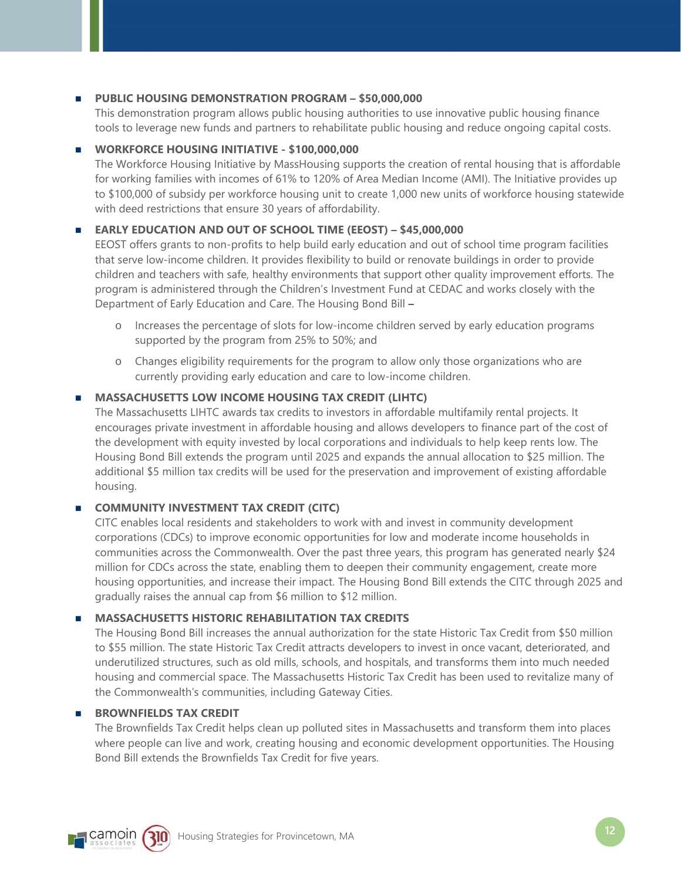- **PUBLIC HOUSING DEMONSTRATION PROGRAM – $50,000,000**
  This demonstration program allows public housing authorities to use innovative public housing finance tools to leverage new funds and partners to rehabilitate public housing and reduce ongoing capital costs.

- **WORKFORCE HOUSING INITIATIVE - $100,000,000**
  The Workforce Housing Initiative by MassHousing supports the creation of rental housing that is affordable for working families with incomes of 61% to 120% of Area Median Income (AMI). The Initiative provides up to $100,000 of subsidy per workforce housing unit to create 1,000 new units of workforce housing statewide with deed restrictions that ensure 30 years of affordability.

- **EARLY EDUCATION AND OUT OF SCHOOL TIME (EEOST) – $45,000,000**
  EEOST offers grants to non-profits to help build early education and out of school time program facilities that serve low-income children. It provides flexibility to build or renovate buildings in order to provide children and teachers with safe, healthy environments that support other quality improvement efforts. The program is administered through the Children's Investment Fund at CEDAC and works closely with the Department of Early Education and Care. The Housing Bond Bill **–**
  - Increases the percentage of slots for low-income children served by early education programs supported by the program from 25% to 50%; and
  - Changes eligibility requirements for the program to allow only those organizations who are currently providing early education and care to low-income children.

- **MASSACHUSETTS LOW INCOME HOUSING TAX CREDIT (LIHTC)**
  The Massachusetts LIHTC awards tax credits to investors in affordable multifamily rental projects. It encourages private investment in affordable housing and allows developers to finance part of the cost of the development with equity invested by local corporations and individuals to help keep rents low. The Housing Bond Bill extends the program until 2025 and expands the annual allocation to $25 million. The additional $5 million tax credits will be used for the preservation and improvement of existing affordable housing.

- **COMMUNITY INVESTMENT TAX CREDIT (CITC)**
  CITC enables local residents and stakeholders to work with and invest in community development corporations (CDCs) to improve economic opportunities for low and moderate income households in communities across the Commonwealth. Over the past three years, this program has generated nearly $24 million for CDCs across the state, enabling them to deepen their community engagement, create more housing opportunities, and increase their impact. The Housing Bond Bill extends the CITC through 2025 and gradually raises the annual cap from $6 million to $12 million.

- **MASSACHUSETTS HISTORIC REHABILITATION TAX CREDITS**
  The Housing Bond Bill increases the annual authorization for the state Historic Tax Credit from $50 million to $55 million. The state Historic Tax Credit attracts developers to invest in once vacant, deteriorated, and underutilized structures, such as old mills, schools, and hospitals, and transforms them into much needed housing and commercial space. The Massachusetts Historic Tax Credit has been used to revitalize many of the Commonwealth's communities, including Gateway Cities.

- **BROWNFIELDS TAX CREDIT**
  The Brownfields Tax Credit helps clean up polluted sites in Massachusetts and transform them into places where people can live and work, creating housing and economic development opportunities. The Housing Bond Bill extends the Brownfields Tax Credit for five years.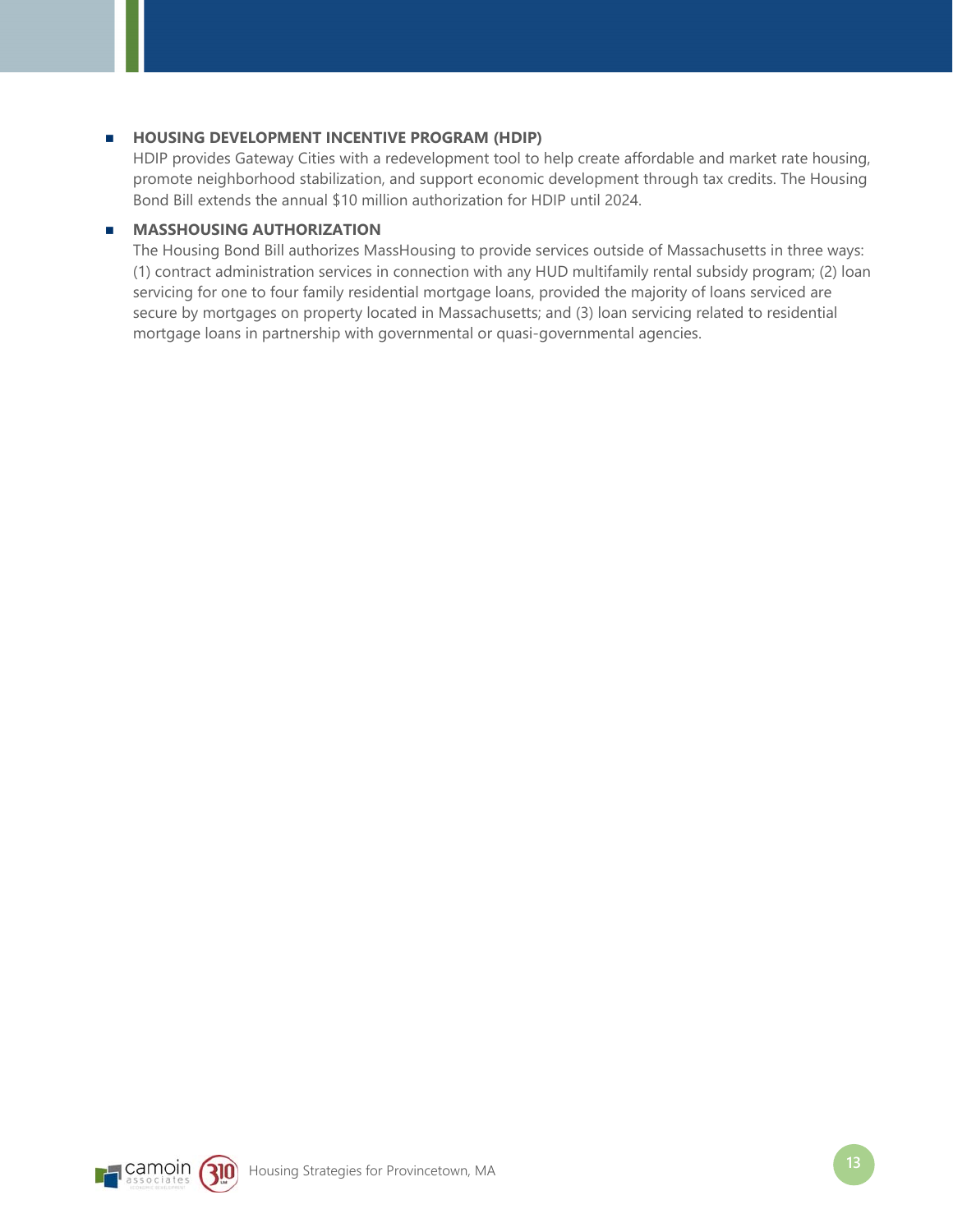- **HOUSING DEVELOPMENT INCENTIVE PROGRAM (HDIP)**
  HDIP provides Gateway Cities with a redevelopment tool to help create affordable and market rate housing, promote neighborhood stabilization, and support economic development through tax credits. The Housing Bond Bill extends the annual $10 million authorization for HDIP until 2024.

- **MASSHOUSING AUTHORIZATION**
  The Housing Bond Bill authorizes MassHousing to provide services outside of Massachusetts in three ways: (1) contract administration services in connection with any HUD multifamily rental subsidy program; (2) loan servicing for one to four family residential mortgage loans, provided the majority of loans serviced are secure by mortgages on property located in Massachusetts; and (3) loan servicing related to residential mortgage loans in partnership with governmental or quasi-governmental agencies.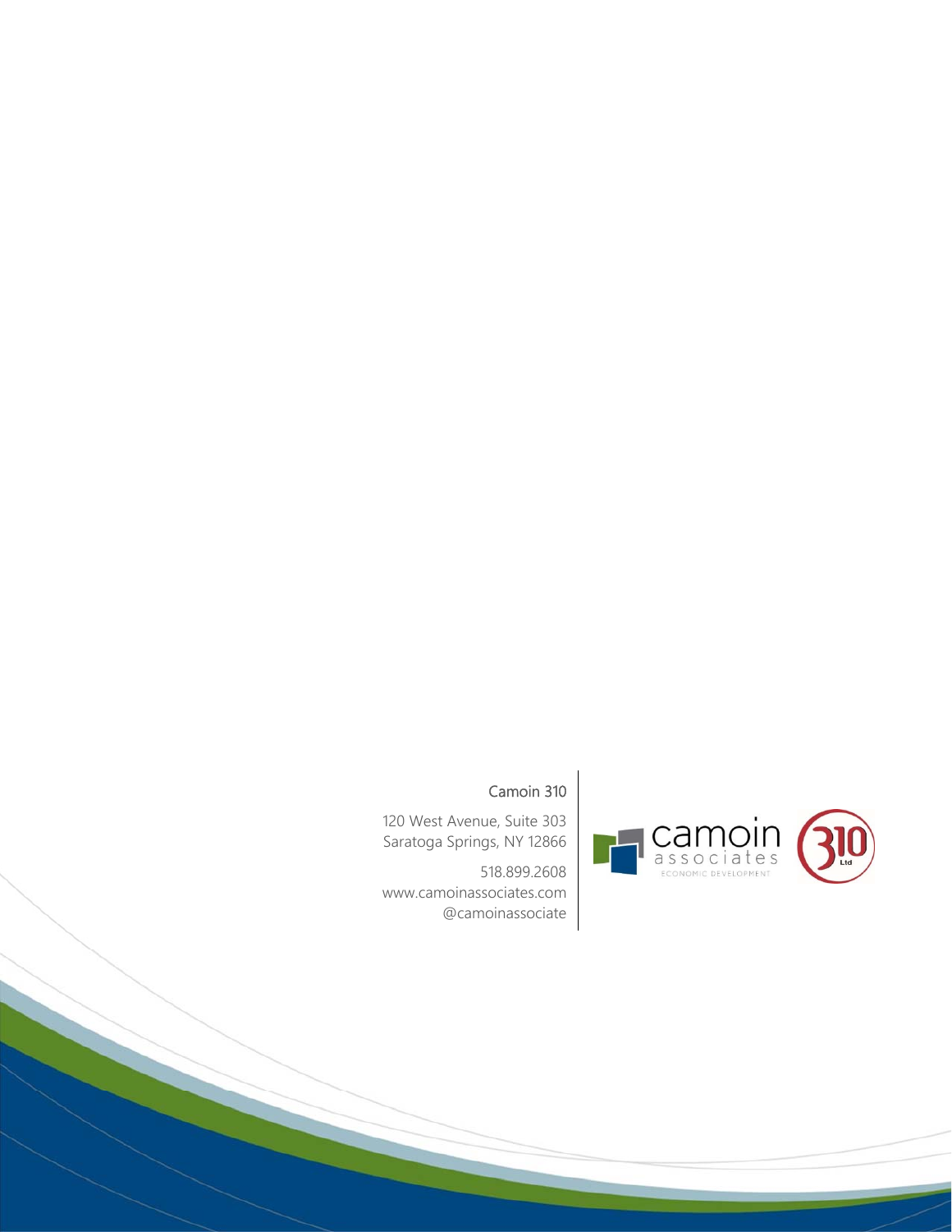Camoin 310

120 West Avenue, Suite 303
Saratoga Springs, NY 12866

518.899.2608
www.camoinassociates.com
@camoinassociate